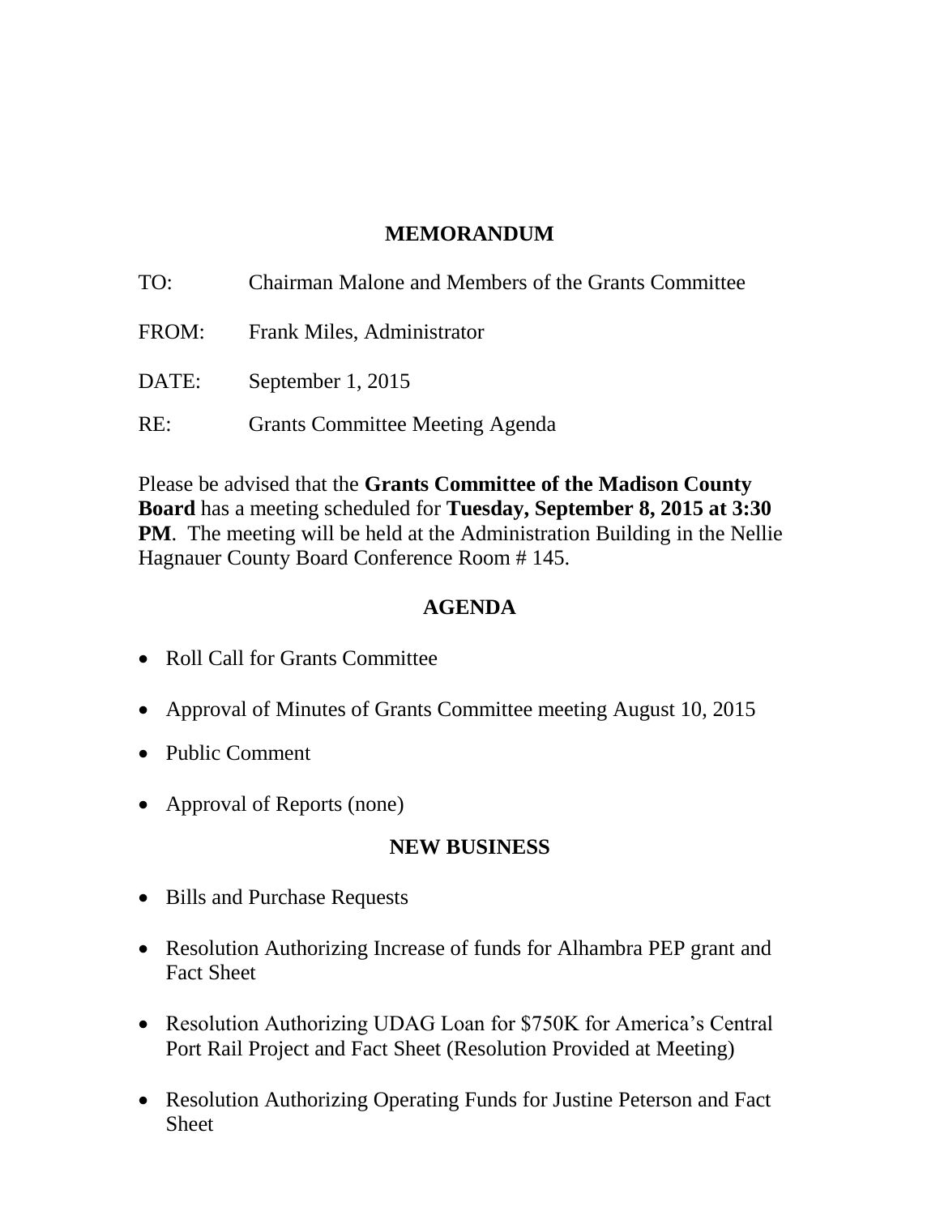# MEMORANDUM

TO: Chairman Malone and Members of the Grants Committee

FROM: Frank Miles, Administrator

DATE: September 1, 2015

RE: Grants Committee Meeting Agenda

Please be advised that the **Grants Committee of the Madison County Board** has a meeting scheduled for **Tuesday, September 8, 2015 at 3:30 PM**. The meeting will be held at the Administration Building in the Nellie Hagnauer County Board Conference Room # 145.

## AGENDA

- Roll Call for Grants Committee
- Approval of Minutes of Grants Committee meeting August 10, 2015
- Public Comment
- Approval of Reports (none)

## NEW BUSINESS

- Bills and Purchase Requests
- Resolution Authorizing Increase of funds for Alhambra PEP grant and Fact Sheet
- Resolution Authorizing UDAG Loan for $750K for America's Central Port Rail Project and Fact Sheet (Resolution Provided at Meeting)
- Resolution Authorizing Operating Funds for Justine Peterson and Fact Sheet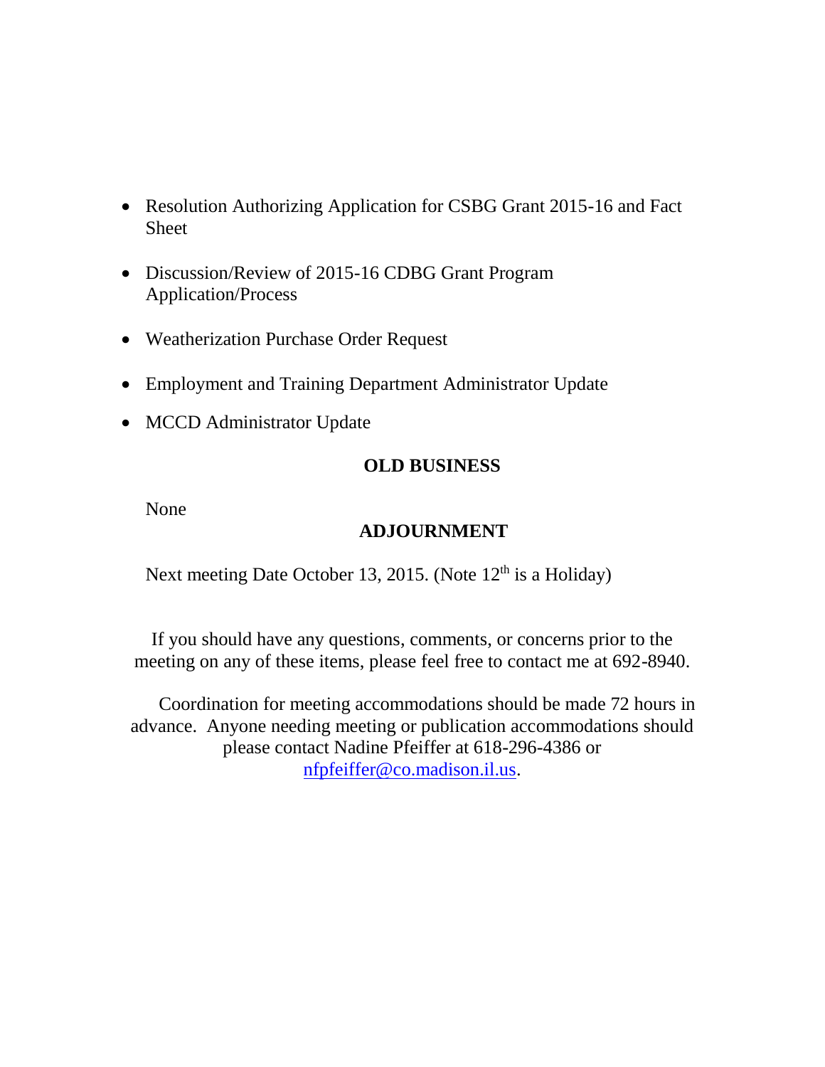- Resolution Authorizing Application for CSBG Grant 2015-16 and Fact Sheet
- Discussion/Review of 2015-16 CDBG Grant Program Application/Process
- Weatherization Purchase Order Request
- Employment and Training Department Administrator Update
- MCCD Administrator Update

**OLD BUSINESS**

None

**ADJOURNMENT**

Next meeting Date October 13, 2015. (Note 12th is a Holiday)

If you should have any questions, comments, or concerns prior to the meeting on any of these items, please feel free to contact me at 692-8940.

Coordination for meeting accommodations should be made 72 hours in advance. Anyone needing meeting or publication accommodations should please contact Nadine Pfeiffer at 618-296-4386 or nfpfeiffer@co.madison.il.us.